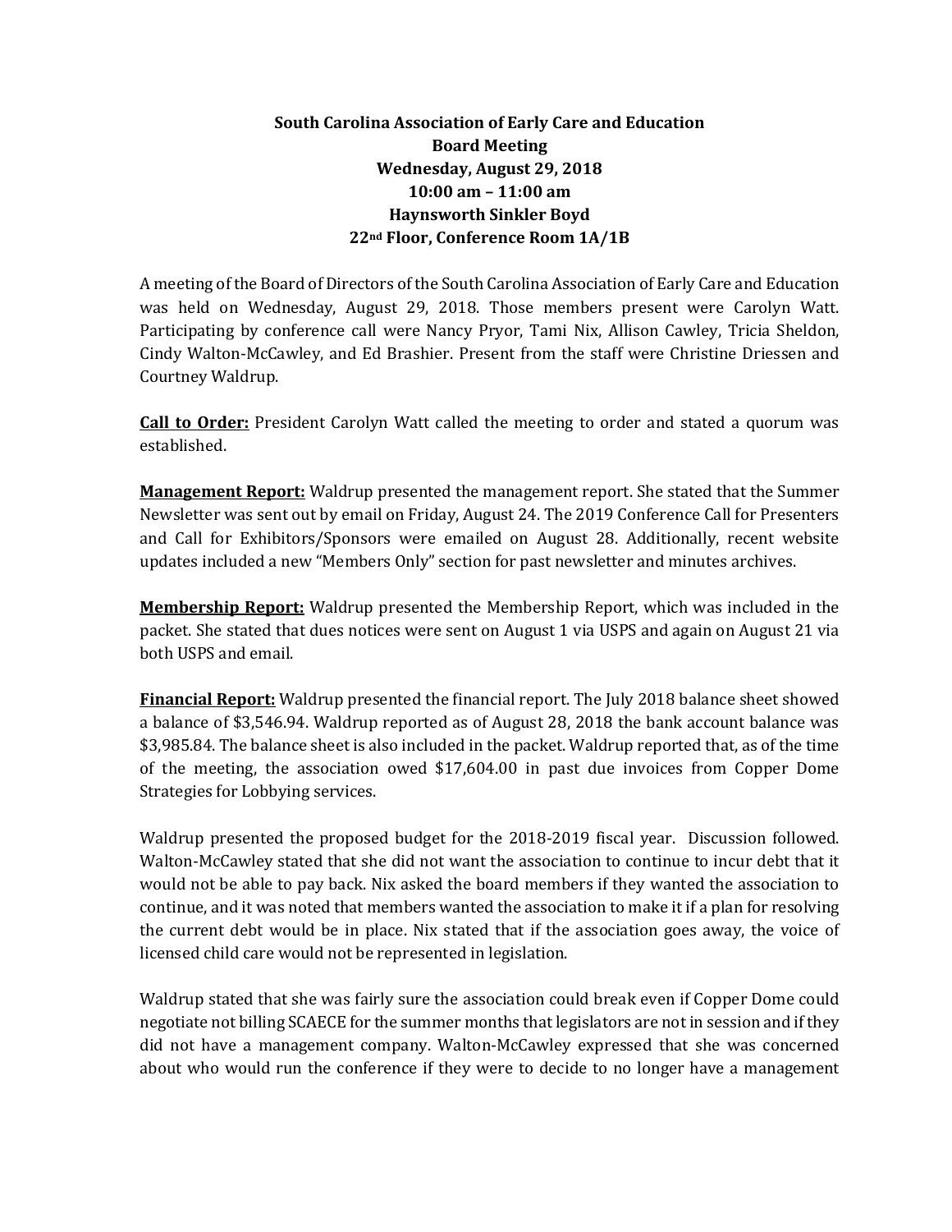**South Carolina Association of Early Care and Education**
**Board Meeting**
**Wednesday, August 29, 2018**
**10:00 am – 11:00 am**
**Haynsworth Sinkler Boyd**
**22nd Floor, Conference Room 1A/1B**

A meeting of the Board of Directors of the South Carolina Association of Early Care and Education was held on Wednesday, August 29, 2018. Those members present were Carolyn Watt. Participating by conference call were Nancy Pryor, Tami Nix, Allison Cawley, Tricia Sheldon, Cindy Walton-McCawley, and Ed Brashier. Present from the staff were Christine Driessen and Courtney Waldrup.

**Call to Order:** President Carolyn Watt called the meeting to order and stated a quorum was established.

**Management Report:** Waldrup presented the management report. She stated that the Summer Newsletter was sent out by email on Friday, August 24. The 2019 Conference Call for Presenters and Call for Exhibitors/Sponsors were emailed on August 28. Additionally, recent website updates included a new "Members Only" section for past newsletter and minutes archives.

**Membership Report:** Waldrup presented the Membership Report, which was included in the packet. She stated that dues notices were sent on August 1 via USPS and again on August 21 via both USPS and email.

**Financial Report:** Waldrup presented the financial report. The July 2018 balance sheet showed a balance of $3,546.94. Waldrup reported as of August 28, 2018 the bank account balance was $3,985.84. The balance sheet is also included in the packet. Waldrup reported that, as of the time of the meeting, the association owed $17,604.00 in past due invoices from Copper Dome Strategies for Lobbying services.

Waldrup presented the proposed budget for the 2018-2019 fiscal year. Discussion followed. Walton-McCawley stated that she did not want the association to continue to incur debt that it would not be able to pay back. Nix asked the board members if they wanted the association to continue, and it was noted that members wanted the association to make it if a plan for resolving the current debt would be in place. Nix stated that if the association goes away, the voice of licensed child care would not be represented in legislation.

Waldrup stated that she was fairly sure the association could break even if Copper Dome could negotiate not billing SCAECE for the summer months that legislators are not in session and if they did not have a management company. Walton-McCawley expressed that she was concerned about who would run the conference if they were to decide to no longer have a management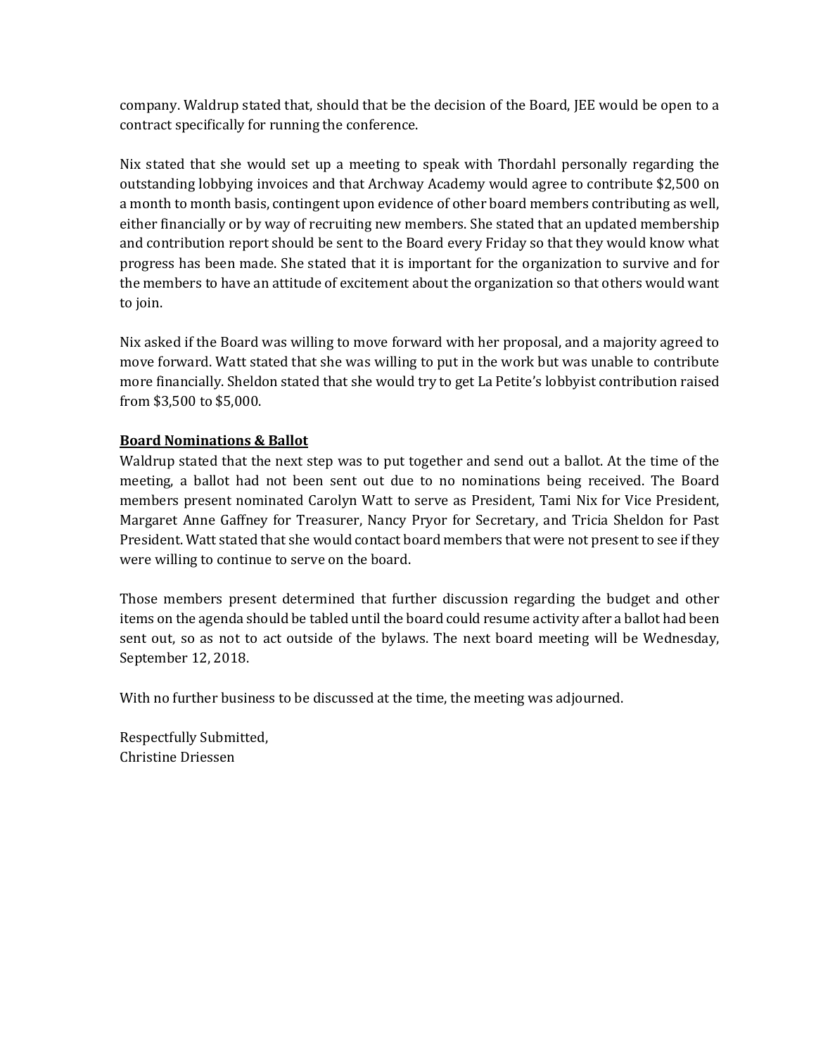company. Waldrup stated that, should that be the decision of the Board, JEE would be open to a contract specifically for running the conference.

Nix stated that she would set up a meeting to speak with Thordahl personally regarding the outstanding lobbying invoices and that Archway Academy would agree to contribute $2,500 on a month to month basis, contingent upon evidence of other board members contributing as well, either financially or by way of recruiting new members. She stated that an updated membership and contribution report should be sent to the Board every Friday so that they would know what progress has been made. She stated that it is important for the organization to survive and for the members to have an attitude of excitement about the organization so that others would want to join.

Nix asked if the Board was willing to move forward with her proposal, and a majority agreed to move forward. Watt stated that she was willing to put in the work but was unable to contribute more financially. Sheldon stated that she would try to get La Petite's lobbyist contribution raised from $3,500 to $5,000.

**Board Nominations & Ballot**

Waldrup stated that the next step was to put together and send out a ballot. At the time of the meeting, a ballot had not been sent out due to no nominations being received. The Board members present nominated Carolyn Watt to serve as President, Tami Nix for Vice President, Margaret Anne Gaffney for Treasurer, Nancy Pryor for Secretary, and Tricia Sheldon for Past President. Watt stated that she would contact board members that were not present to see if they were willing to continue to serve on the board.

Those members present determined that further discussion regarding the budget and other items on the agenda should be tabled until the board could resume activity after a ballot had been sent out, so as not to act outside of the bylaws. The next board meeting will be Wednesday, September 12, 2018.

With no further business to be discussed at the time, the meeting was adjourned.

Respectfully Submitted,
Christine Driessen